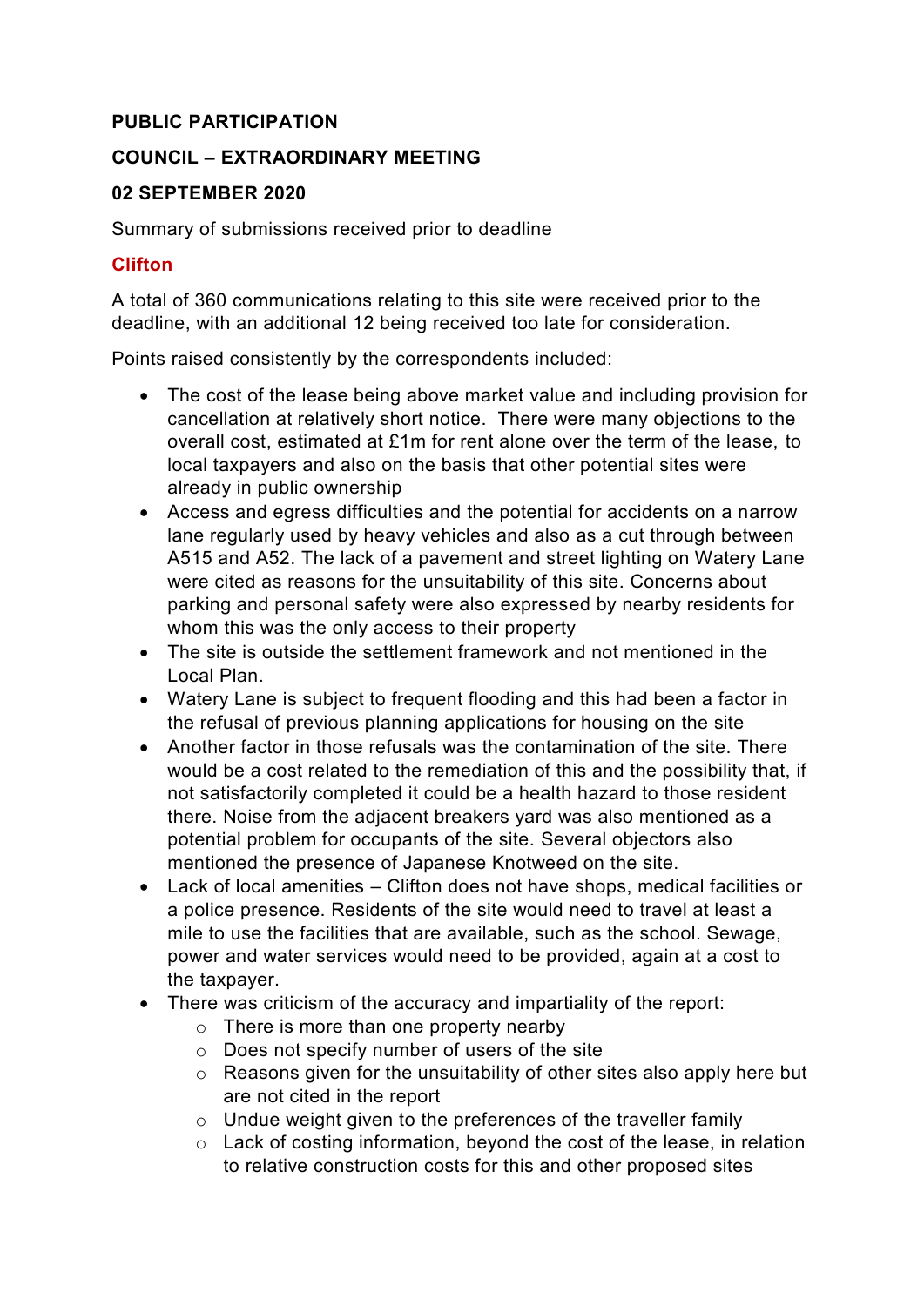**PUBLIC PARTICIPATION**

**COUNCIL – EXTRAORDINARY MEETING**

**02 SEPTEMBER 2020**

Summary of submissions received prior to deadline

## Clifton

A total of 360 communications relating to this site were received prior to the deadline, with an additional 12 being received too late for consideration.

Points raised consistently by the correspondents included:

- The cost of the lease being above market value and including provision for cancellation at relatively short notice. There were many objections to the overall cost, estimated at £1m for rent alone over the term of the lease, to local taxpayers and also on the basis that other potential sites were already in public ownership
- Access and egress difficulties and the potential for accidents on a narrow lane regularly used by heavy vehicles and also as a cut through between A515 and A52. The lack of a pavement and street lighting on Watery Lane were cited as reasons for the unsuitability of this site. Concerns about parking and personal safety were also expressed by nearby residents for whom this was the only access to their property
- The site is outside the settlement framework and not mentioned in the Local Plan.
- Watery Lane is subject to frequent flooding and this had been a factor in the refusal of previous planning applications for housing on the site
- Another factor in those refusals was the contamination of the site. There would be a cost related to the remediation of this and the possibility that, if not satisfactorily completed it could be a health hazard to those resident there. Noise from the adjacent breakers yard was also mentioned as a potential problem for occupants of the site. Several objectors also mentioned the presence of Japanese Knotweed on the site.
- Lack of local amenities – Clifton does not have shops, medical facilities or a police presence. Residents of the site would need to travel at least a mile to use the facilities that are available, such as the school. Sewage, power and water services would need to be provided, again at a cost to the taxpayer.
- There was criticism of the accuracy and impartiality of the report:
  - There is more than one property nearby
  - Does not specify number of users of the site
  - Reasons given for the unsuitability of other sites also apply here but are not cited in the report
  - Undue weight given to the preferences of the traveller family
  - Lack of costing information, beyond the cost of the lease, in relation to relative construction costs for this and other proposed sites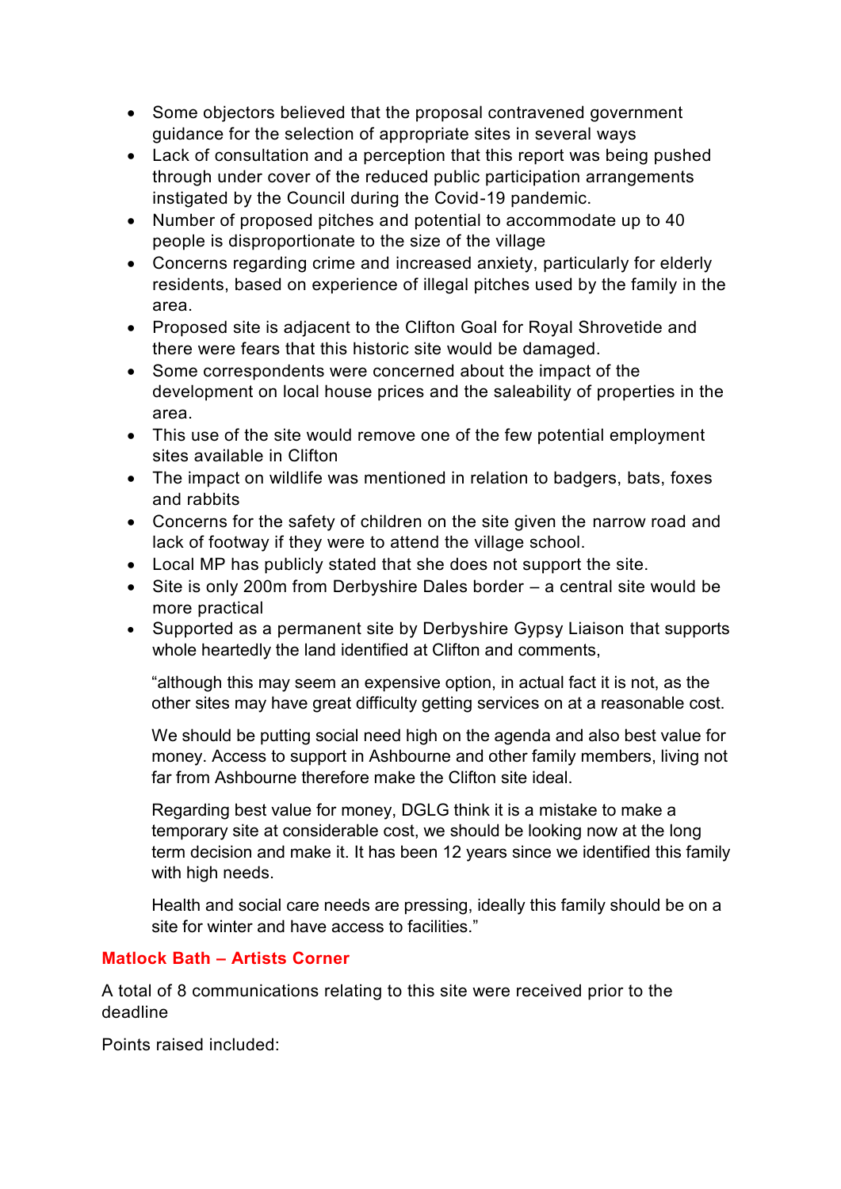- Some objectors believed that the proposal contravened government guidance for the selection of appropriate sites in several ways
- Lack of consultation and a perception that this report was being pushed through under cover of the reduced public participation arrangements instigated by the Council during the Covid-19 pandemic.
- Number of proposed pitches and potential to accommodate up to 40 people is disproportionate to the size of the village
- Concerns regarding crime and increased anxiety, particularly for elderly residents, based on experience of illegal pitches used by the family in the area.
- Proposed site is adjacent to the Clifton Goal for Royal Shrovetide and there were fears that this historic site would be damaged.
- Some correspondents were concerned about the impact of the development on local house prices and the saleability of properties in the area.
- This use of the site would remove one of the few potential employment sites available in Clifton
- The impact on wildlife was mentioned in relation to badgers, bats, foxes and rabbits
- Concerns for the safety of children on the site given the narrow road and lack of footway if they were to attend the village school.
- Local MP has publicly stated that she does not support the site.
- Site is only 200m from Derbyshire Dales border – a central site would be more practical
- Supported as a permanent site by Derbyshire Gypsy Liaison that supports whole heartedly the land identified at Clifton and comments,

  "although this may seem an expensive option, in actual fact it is not, as the other sites may have great difficulty getting services on at a reasonable cost.

  We should be putting social need high on the agenda and also best value for money. Access to support in Ashbourne and other family members, living not far from Ashbourne therefore make the Clifton site ideal.

  Regarding best value for money, DGLG think it is a mistake to make a temporary site at considerable cost, we should be looking now at the long term decision and make it. It has been 12 years since we identified this family with high needs.

  Health and social care needs are pressing, ideally this family should be on a site for winter and have access to facilities."

### Matlock Bath – Artists Corner

A total of 8 communications relating to this site were received prior to the deadline

Points raised included: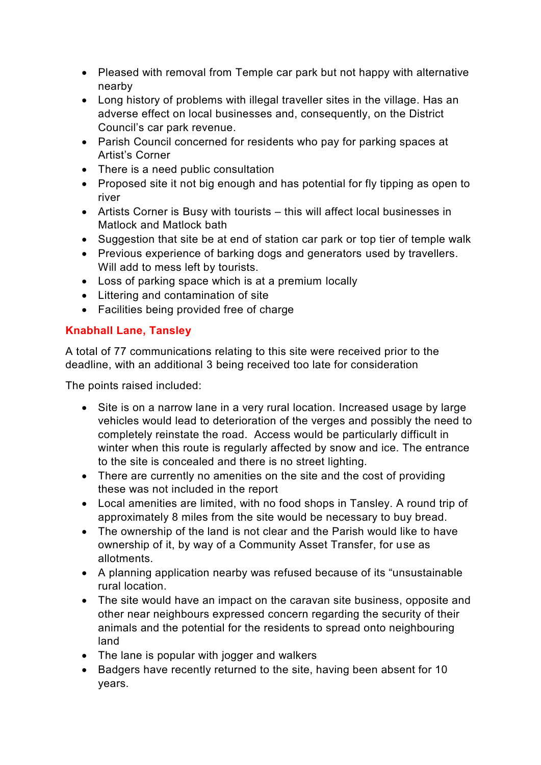- Pleased with removal from Temple car park but not happy with alternative nearby
- Long history of problems with illegal traveller sites in the village. Has an adverse effect on local businesses and, consequently, on the District Council's car park revenue.
- Parish Council concerned for residents who pay for parking spaces at Artist's Corner
- There is a need public consultation
- Proposed site it not big enough and has potential for fly tipping as open to river
- Artists Corner is Busy with tourists – this will affect local businesses in Matlock and Matlock bath
- Suggestion that site be at end of station car park or top tier of temple walk
- Previous experience of barking dogs and generators used by travellers. Will add to mess left by tourists.
- Loss of parking space which is at a premium locally
- Littering and contamination of site
- Facilities being provided free of charge

### Knabhall Lane, Tansley

A total of 77 communications relating to this site were received prior to the deadline, with an additional 3 being received too late for consideration

The points raised included:

- Site is on a narrow lane in a very rural location. Increased usage by large vehicles would lead to deterioration of the verges and possibly the need to completely reinstate the road. Access would be particularly difficult in winter when this route is regularly affected by snow and ice. The entrance to the site is concealed and there is no street lighting.
- There are currently no amenities on the site and the cost of providing these was not included in the report
- Local amenities are limited, with no food shops in Tansley. A round trip of approximately 8 miles from the site would be necessary to buy bread.
- The ownership of the land is not clear and the Parish would like to have ownership of it, by way of a Community Asset Transfer, for use as allotments.
- A planning application nearby was refused because of its "unsustainable rural location.
- The site would have an impact on the caravan site business, opposite and other near neighbours expressed concern regarding the security of their animals and the potential for the residents to spread onto neighbouring land
- The lane is popular with jogger and walkers
- Badgers have recently returned to the site, having been absent for 10 years.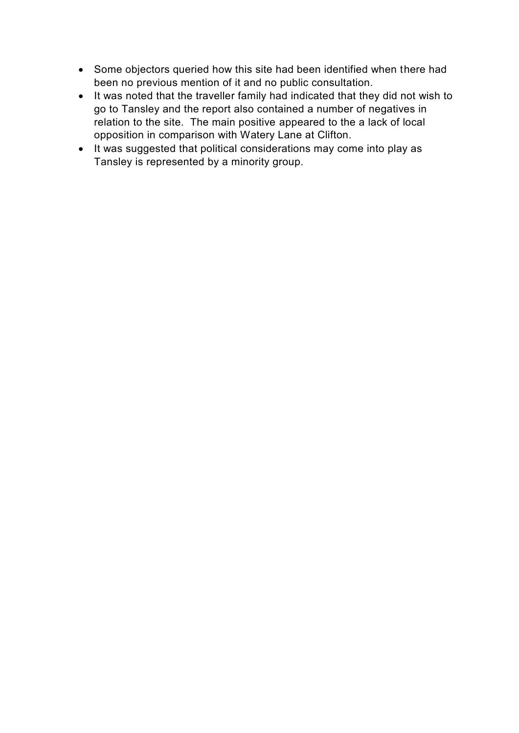- Some objectors queried how this site had been identified when there had been no previous mention of it and no public consultation.
- It was noted that the traveller family had indicated that they did not wish to go to Tansley and the report also contained a number of negatives in relation to the site. The main positive appeared to the a lack of local opposition in comparison with Watery Lane at Clifton.
- It was suggested that political considerations may come into play as Tansley is represented by a minority group.